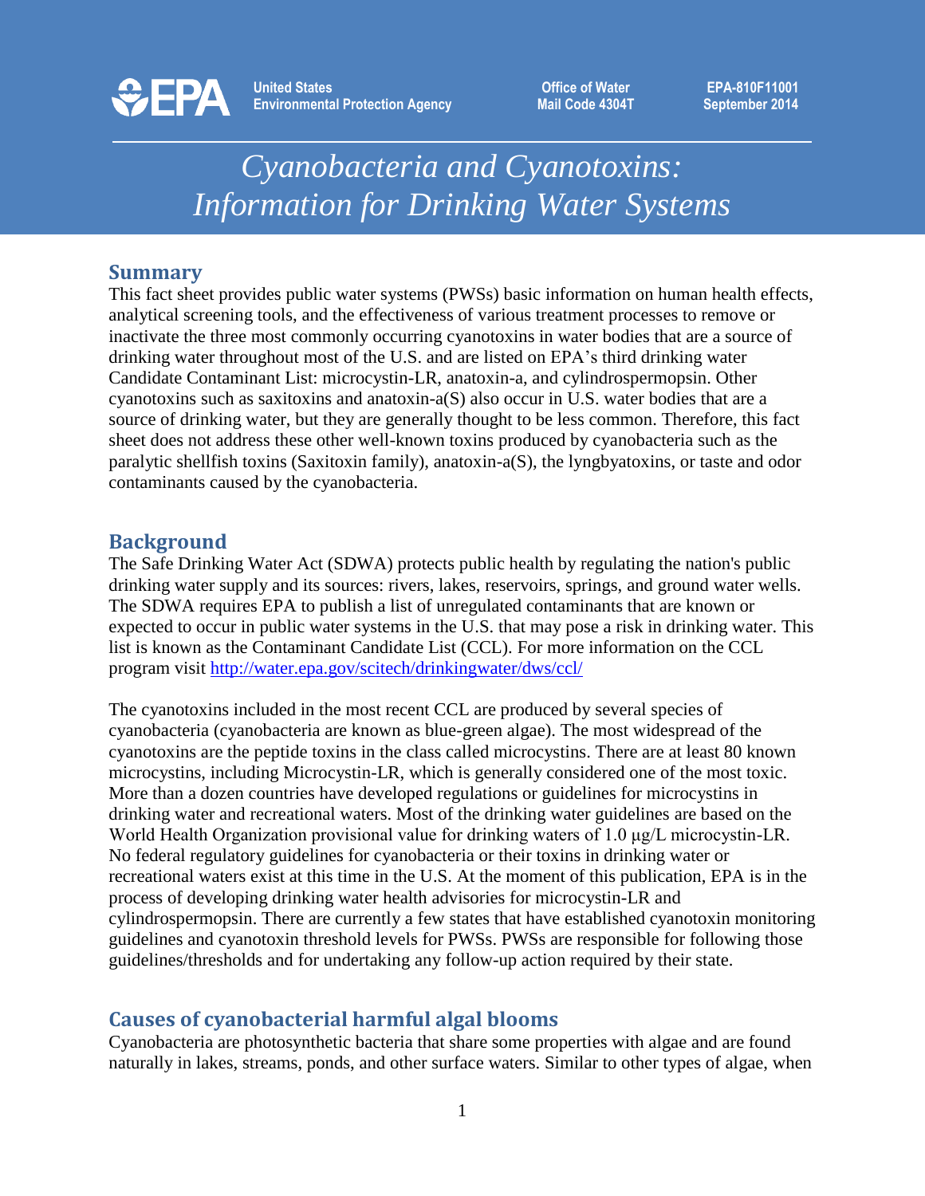United States Environmental Protection Agency

Office of Water Mail Code 4304T

EPA-810F11001 September 2014

# *Cyanobacteria and Cyanotoxins: Information for Drinking Water Systems*

## Summary

This fact sheet provides public water systems (PWSs) basic information on human health effects, analytical screening tools, and the effectiveness of various treatment processes to remove or inactivate the three most commonly occurring cyanotoxins in water bodies that are a source of drinking water throughout most of the U.S. and are listed on EPA's third drinking water Candidate Contaminant List: microcystin-LR, anatoxin-a, and cylindrospermopsin. Other cyanotoxins such as saxitoxins and anatoxin-a(S) also occur in U.S. water bodies that are a source of drinking water, but they are generally thought to be less common. Therefore, this fact sheet does not address these other well-known toxins produced by cyanobacteria such as the paralytic shellfish toxins (Saxitoxin family), anatoxin-a(S), the lyngbyatoxins, or taste and odor contaminants caused by the cyanobacteria.

## Background

The Safe Drinking Water Act (SDWA) protects public health by regulating the nation's public drinking water supply and its sources: rivers, lakes, reservoirs, springs, and ground water wells. The SDWA requires EPA to publish a list of unregulated contaminants that are known or expected to occur in public water systems in the U.S. that may pose a risk in drinking water. This list is known as the Contaminant Candidate List (CCL). For more information on the CCL program visit http://water.epa.gov/scitech/drinkingwater/dws/ccl/

The cyanotoxins included in the most recent CCL are produced by several species of cyanobacteria (cyanobacteria are known as blue-green algae). The most widespread of the cyanotoxins are the peptide toxins in the class called microcystins. There are at least 80 known microcystins, including Microcystin-LR, which is generally considered one of the most toxic. More than a dozen countries have developed regulations or guidelines for microcystins in drinking water and recreational waters. Most of the drinking water guidelines are based on the World Health Organization provisional value for drinking waters of 1.0 µg/L microcystin-LR. No federal regulatory guidelines for cyanobacteria or their toxins in drinking water or recreational waters exist at this time in the U.S. At the moment of this publication, EPA is in the process of developing drinking water health advisories for microcystin-LR and cylindrospermopsin. There are currently a few states that have established cyanotoxin monitoring guidelines and cyanotoxin threshold levels for PWSs. PWSs are responsible for following those guidelines/thresholds and for undertaking any follow-up action required by their state.

## Causes of cyanobacterial harmful algal blooms

Cyanobacteria are photosynthetic bacteria that share some properties with algae and are found naturally in lakes, streams, ponds, and other surface waters. Similar to other types of algae, when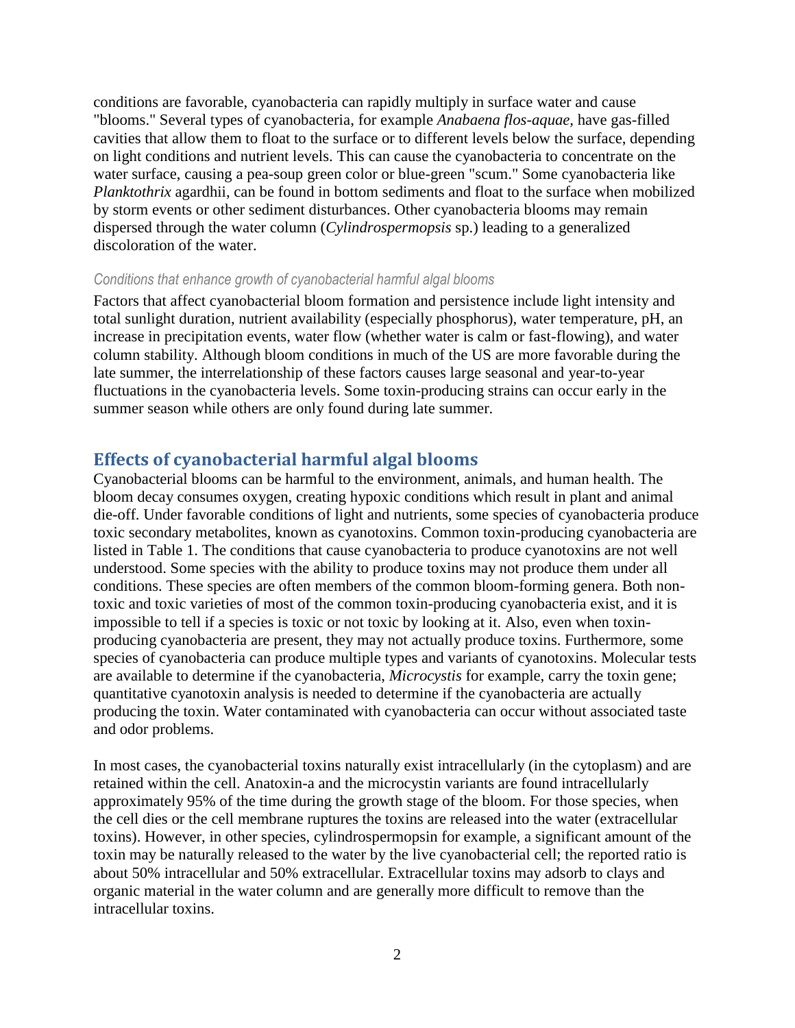conditions are favorable, cyanobacteria can rapidly multiply in surface water and cause "blooms." Several types of cyanobacteria, for example *Anabaena flos-aquae*, have gas-filled cavities that allow them to float to the surface or to different levels below the surface, depending on light conditions and nutrient levels. This can cause the cyanobacteria to concentrate on the water surface, causing a pea-soup green color or blue-green "scum." Some cyanobacteria like *Planktothrix* agardhii, can be found in bottom sediments and float to the surface when mobilized by storm events or other sediment disturbances. Other cyanobacteria blooms may remain dispersed through the water column (*Cylindrospermopsis* sp.) leading to a generalized discoloration of the water.

### *Conditions that enhance growth of cyanobacterial harmful algal blooms*

Factors that affect cyanobacterial bloom formation and persistence include light intensity and total sunlight duration, nutrient availability (especially phosphorus), water temperature, pH, an increase in precipitation events, water flow (whether water is calm or fast-flowing), and water column stability. Although bloom conditions in much of the US are more favorable during the late summer, the interrelationship of these factors causes large seasonal and year-to-year fluctuations in the cyanobacteria levels. Some toxin-producing strains can occur early in the summer season while others are only found during late summer.

## Effects of cyanobacterial harmful algal blooms

Cyanobacterial blooms can be harmful to the environment, animals, and human health. The bloom decay consumes oxygen, creating hypoxic conditions which result in plant and animal die-off. Under favorable conditions of light and nutrients, some species of cyanobacteria produce toxic secondary metabolites, known as cyanotoxins. Common toxin-producing cyanobacteria are listed in Table 1. The conditions that cause cyanobacteria to produce cyanotoxins are not well understood. Some species with the ability to produce toxins may not produce them under all conditions. These species are often members of the common bloom-forming genera. Both non-toxic and toxic varieties of most of the common toxin-producing cyanobacteria exist, and it is impossible to tell if a species is toxic or not toxic by looking at it. Also, even when toxin-producing cyanobacteria are present, they may not actually produce toxins. Furthermore, some species of cyanobacteria can produce multiple types and variants of cyanotoxins. Molecular tests are available to determine if the cyanobacteria, *Microcystis* for example, carry the toxin gene; quantitative cyanotoxin analysis is needed to determine if the cyanobacteria are actually producing the toxin. Water contaminated with cyanobacteria can occur without associated taste and odor problems.

In most cases, the cyanobacterial toxins naturally exist intracellularly (in the cytoplasm) and are retained within the cell. Anatoxin-a and the microcystin variants are found intracellularly approximately 95% of the time during the growth stage of the bloom. For those species, when the cell dies or the cell membrane ruptures the toxins are released into the water (extracellular toxins). However, in other species, cylindrospermopsin for example, a significant amount of the toxin may be naturally released to the water by the live cyanobacterial cell; the reported ratio is about 50% intracellular and 50% extracellular. Extracellular toxins may adsorb to clays and organic material in the water column and are generally more difficult to remove than the intracellular toxins.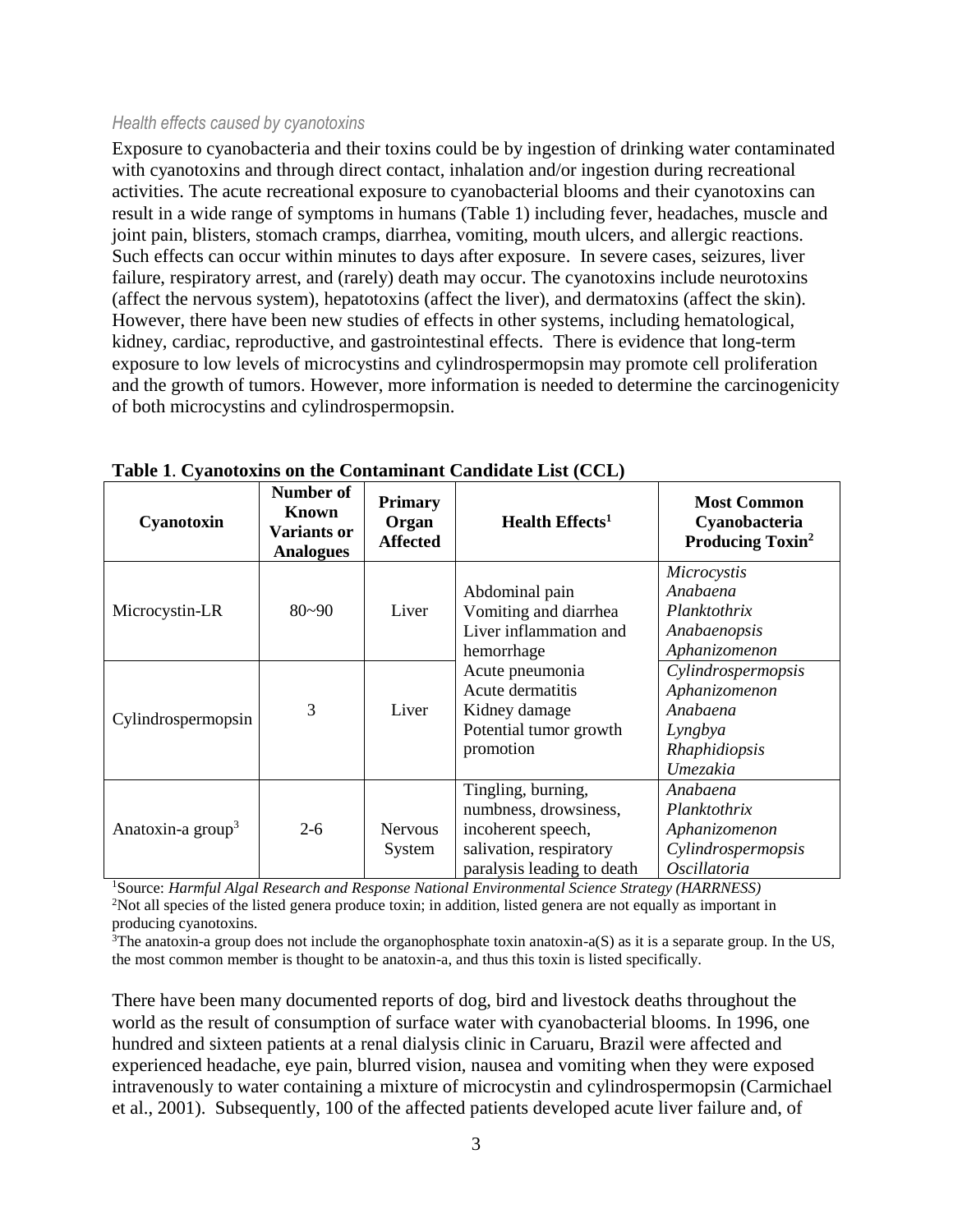### *Health effects caused by cyanotoxins*

Exposure to cyanobacteria and their toxins could be by ingestion of drinking water contaminated with cyanotoxins and through direct contact, inhalation and/or ingestion during recreational activities. The acute recreational exposure to cyanobacterial blooms and their cyanotoxins can result in a wide range of symptoms in humans (Table 1) including fever, headaches, muscle and joint pain, blisters, stomach cramps, diarrhea, vomiting, mouth ulcers, and allergic reactions. Such effects can occur within minutes to days after exposure. In severe cases, seizures, liver failure, respiratory arrest, and (rarely) death may occur. The cyanotoxins include neurotoxins (affect the nervous system), hepatotoxins (affect the liver), and dermatoxins (affect the skin). However, there have been new studies of effects in other systems, including hematological, kidney, cardiac, reproductive, and gastrointestinal effects. There is evidence that long-term exposure to low levels of microcystins and cylindrospermopsin may promote cell proliferation and the growth of tumors. However, more information is needed to determine the carcinogenicity of both microcystins and cylindrospermopsin.

**Table 1**. **Cyanotoxins on the Contaminant Candidate List (CCL)**

| Cyanotoxin | Number of Known Variants or Analogues | Primary Organ Affected | Health Effects[1] | Most Common Cyanobacteria Producing Toxin[2] |
|---|---|---|---|---|
| Microcystin-LR | 80~90 | Liver | Abdominal pain<br>Vomiting and diarrhea<br>Liver inflammation and hemorrhage<br>Acute pneumonia<br>Acute dermatitis<br>Kidney damage<br>Potential tumor growth promotion | *Microcystis*<br>*Anabaena*<br>*Planktothrix*<br>*Anabaenopsis*<br>*Aphanizomenon* |
| Cylindrospermopsin | 3 | Liver | | *Cylindrospermopsis*<br>*Aphanizomenon*<br>*Anabaena*<br>*Lyngbya*<br>*Rhaphidiopsis*<br>*Umezakia* |
| Anatoxin-a group[3] | 2-6 | Nervous System | Tingling, burning, numbness, drowsiness, incoherent speech, salivation, respiratory paralysis leading to death | *Anabaena*<br>*Planktothrix*<br>*Aphanizomenon*<br>*Cylindrospermopsis*<br>*Oscillatoria* |

[1]Source: *Harmful Algal Research and Response National Environmental Science Strategy (HARRNESS)*
[2]Not all species of the listed genera produce toxin; in addition, listed genera are not equally as important in producing cyanotoxins.
[3]The anatoxin-a group does not include the organophosphate toxin anatoxin-a(S) as it is a separate group. In the US, the most common member is thought to be anatoxin-a, and thus this toxin is listed specifically.

There have been many documented reports of dog, bird and livestock deaths throughout the world as the result of consumption of surface water with cyanobacterial blooms. In 1996, one hundred and sixteen patients at a renal dialysis clinic in Caruaru, Brazil were affected and experienced headache, eye pain, blurred vision, nausea and vomiting when they were exposed intravenously to water containing a mixture of microcystin and cylindrospermopsin (Carmichael et al., 2001). Subsequently, 100 of the affected patients developed acute liver failure and, of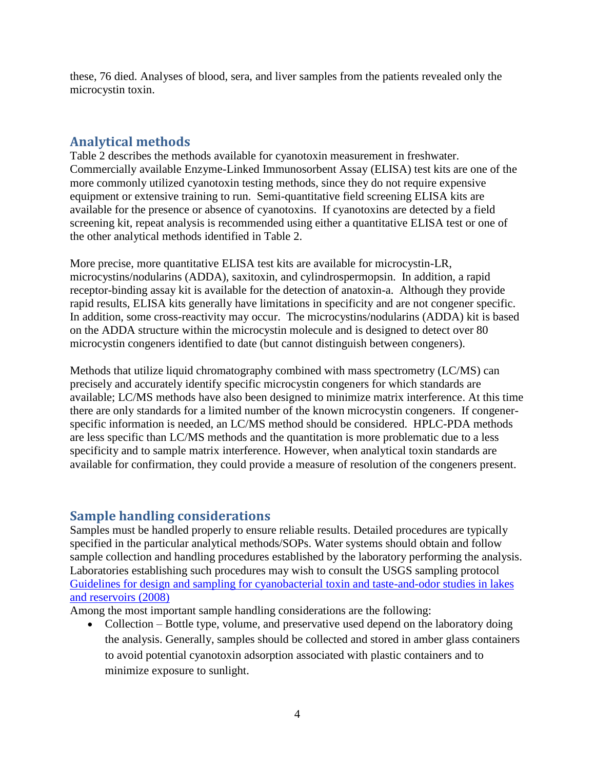these, 76 died. Analyses of blood, sera, and liver samples from the patients revealed only the microcystin toxin.

## Analytical methods

Table 2 describes the methods available for cyanotoxin measurement in freshwater. Commercially available Enzyme-Linked Immunosorbent Assay (ELISA) test kits are one of the more commonly utilized cyanotoxin testing methods, since they do not require expensive equipment or extensive training to run. Semi-quantitative field screening ELISA kits are available for the presence or absence of cyanotoxins. If cyanotoxins are detected by a field screening kit, repeat analysis is recommended using either a quantitative ELISA test or one of the other analytical methods identified in Table 2.

More precise, more quantitative ELISA test kits are available for microcystin-LR, microcystins/nodularins (ADDA), saxitoxin, and cylindrospermopsin. In addition, a rapid receptor-binding assay kit is available for the detection of anatoxin-a. Although they provide rapid results, ELISA kits generally have limitations in specificity and are not congener specific. In addition, some cross-reactivity may occur. The microcystins/nodularins (ADDA) kit is based on the ADDA structure within the microcystin molecule and is designed to detect over 80 microcystin congeners identified to date (but cannot distinguish between congeners).

Methods that utilize liquid chromatography combined with mass spectrometry (LC/MS) can precisely and accurately identify specific microcystin congeners for which standards are available; LC/MS methods have also been designed to minimize matrix interference. At this time there are only standards for a limited number of the known microcystin congeners. If congener-specific information is needed, an LC/MS method should be considered. HPLC-PDA methods are less specific than LC/MS methods and the quantitation is more problematic due to a less specificity and to sample matrix interference. However, when analytical toxin standards are available for confirmation, they could provide a measure of resolution of the congeners present.

## Sample handling considerations

Samples must be handled properly to ensure reliable results. Detailed procedures are typically specified in the particular analytical methods/SOPs. Water systems should obtain and follow sample collection and handling procedures established by the laboratory performing the analysis. Laboratories establishing such procedures may wish to consult the USGS sampling protocol [Guidelines for design and sampling for cyanobacterial toxin and taste-and-odor studies in lakes and reservoirs (2008)]

Among the most important sample handling considerations are the following:

- Collection – Bottle type, volume, and preservative used depend on the laboratory doing the analysis. Generally, samples should be collected and stored in amber glass containers to avoid potential cyanotoxin adsorption associated with plastic containers and to minimize exposure to sunlight.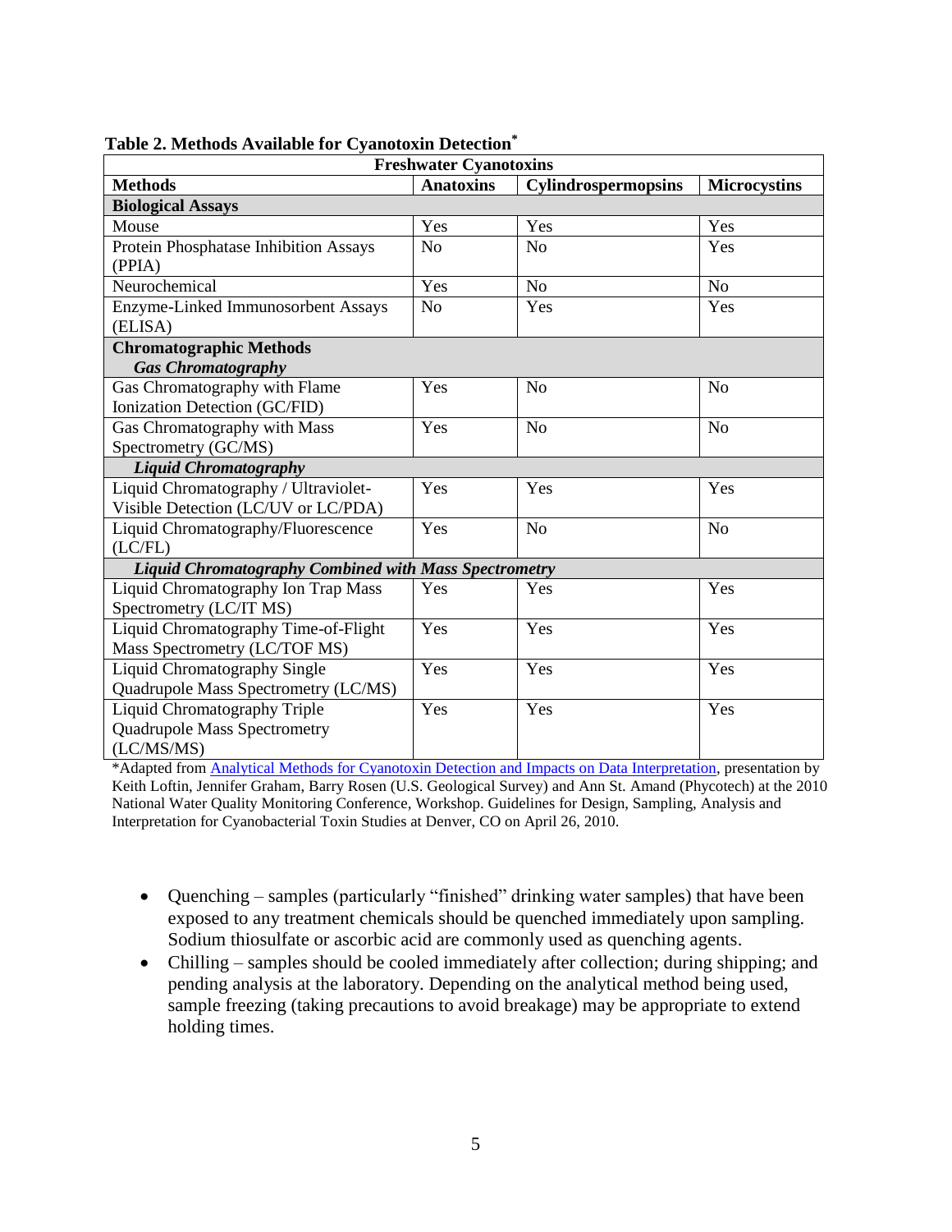**Table 2. Methods Available for Cyanotoxin Detection***

| Freshwater Cyanotoxins | | | |
|---|---|---|---|
| **Methods** | **Anatoxins** | **Cylindrospermopsins** | **Microcystins** |
| **Biological Assays** | | | |
| Mouse | Yes | Yes | Yes |
| Protein Phosphatase Inhibition Assays (PPIA) | No | No | Yes |
| Neurochemical | Yes | No | No |
| Enzyme-Linked Immunosorbent Assays (ELISA) | No | Yes | Yes |
| **Chromatographic Methods** ***Gas Chromatography*** | | | |
| Gas Chromatography with Flame Ionization Detection (GC/FID) | Yes | No | No |
| Gas Chromatography with Mass Spectrometry (GC/MS) | Yes | No | No |
| ***Liquid Chromatography*** | | | |
| Liquid Chromatography / Ultraviolet-Visible Detection (LC/UV or LC/PDA) | Yes | Yes | Yes |
| Liquid Chromatography/Fluorescence (LC/FL) | Yes | No | No |
| ***Liquid Chromatography Combined with Mass Spectrometry*** | | | |
| Liquid Chromatography Ion Trap Mass Spectrometry (LC/IT MS) | Yes | Yes | Yes |
| Liquid Chromatography Time-of-Flight Mass Spectrometry (LC/TOF MS) | Yes | Yes | Yes |
| Liquid Chromatography Single Quadrupole Mass Spectrometry (LC/MS) | Yes | Yes | Yes |
| Liquid Chromatography Triple Quadrupole Mass Spectrometry (LC/MS/MS) | Yes | Yes | Yes |

*Adapted from Analytical Methods for Cyanotoxin Detection and Impacts on Data Interpretation, presentation by Keith Loftin, Jennifer Graham, Barry Rosen (U.S. Geological Survey) and Ann St. Amand (Phycotech) at the 2010 National Water Quality Monitoring Conference, Workshop. Guidelines for Design, Sampling, Analysis and Interpretation for Cyanobacterial Toxin Studies at Denver, CO on April 26, 2010.

- Quenching – samples (particularly "finished" drinking water samples) that have been exposed to any treatment chemicals should be quenched immediately upon sampling. Sodium thiosulfate or ascorbic acid are commonly used as quenching agents.
- Chilling – samples should be cooled immediately after collection; during shipping; and pending analysis at the laboratory. Depending on the analytical method being used, sample freezing (taking precautions to avoid breakage) may be appropriate to extend holding times.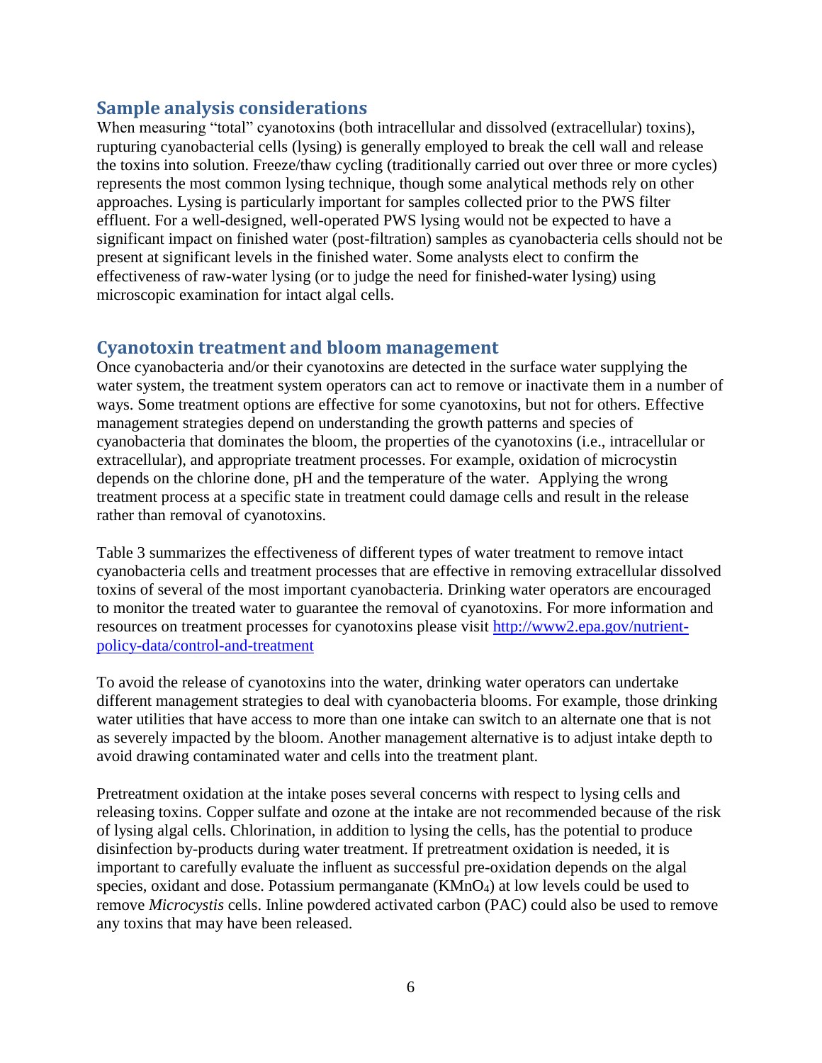## Sample analysis considerations

When measuring "total" cyanotoxins (both intracellular and dissolved (extracellular) toxins), rupturing cyanobacterial cells (lysing) is generally employed to break the cell wall and release the toxins into solution. Freeze/thaw cycling (traditionally carried out over three or more cycles) represents the most common lysing technique, though some analytical methods rely on other approaches. Lysing is particularly important for samples collected prior to the PWS filter effluent. For a well-designed, well-operated PWS lysing would not be expected to have a significant impact on finished water (post-filtration) samples as cyanobacteria cells should not be present at significant levels in the finished water. Some analysts elect to confirm the effectiveness of raw-water lysing (or to judge the need for finished-water lysing) using microscopic examination for intact algal cells.

## Cyanotoxin treatment and bloom management

Once cyanobacteria and/or their cyanotoxins are detected in the surface water supplying the water system, the treatment system operators can act to remove or inactivate them in a number of ways. Some treatment options are effective for some cyanotoxins, but not for others. Effective management strategies depend on understanding the growth patterns and species of cyanobacteria that dominates the bloom, the properties of the cyanotoxins (i.e., intracellular or extracellular), and appropriate treatment processes. For example, oxidation of microcystin depends on the chlorine done, pH and the temperature of the water. Applying the wrong treatment process at a specific state in treatment could damage cells and result in the release rather than removal of cyanotoxins.

Table 3 summarizes the effectiveness of different types of water treatment to remove intact cyanobacteria cells and treatment processes that are effective in removing extracellular dissolved toxins of several of the most important cyanobacteria. Drinking water operators are encouraged to monitor the treated water to guarantee the removal of cyanotoxins. For more information and resources on treatment processes for cyanotoxins please visit [http://www2.epa.gov/nutrient-policy-data/control-and-treatment](http://www2.epa.gov/nutrient-policy-data/control-and-treatment)

To avoid the release of cyanotoxins into the water, drinking water operators can undertake different management strategies to deal with cyanobacteria blooms. For example, those drinking water utilities that have access to more than one intake can switch to an alternate one that is not as severely impacted by the bloom. Another management alternative is to adjust intake depth to avoid drawing contaminated water and cells into the treatment plant.

Pretreatment oxidation at the intake poses several concerns with respect to lysing cells and releasing toxins. Copper sulfate and ozone at the intake are not recommended because of the risk of lysing algal cells. Chlorination, in addition to lysing the cells, has the potential to produce disinfection by-products during water treatment. If pretreatment oxidation is needed, it is important to carefully evaluate the influent as successful pre-oxidation depends on the algal species, oxidant and dose. Potassium permanganate ($KMnO_4$) at low levels could be used to remove *Microcystis* cells. Inline powdered activated carbon (PAC) could also be used to remove any toxins that may have been released.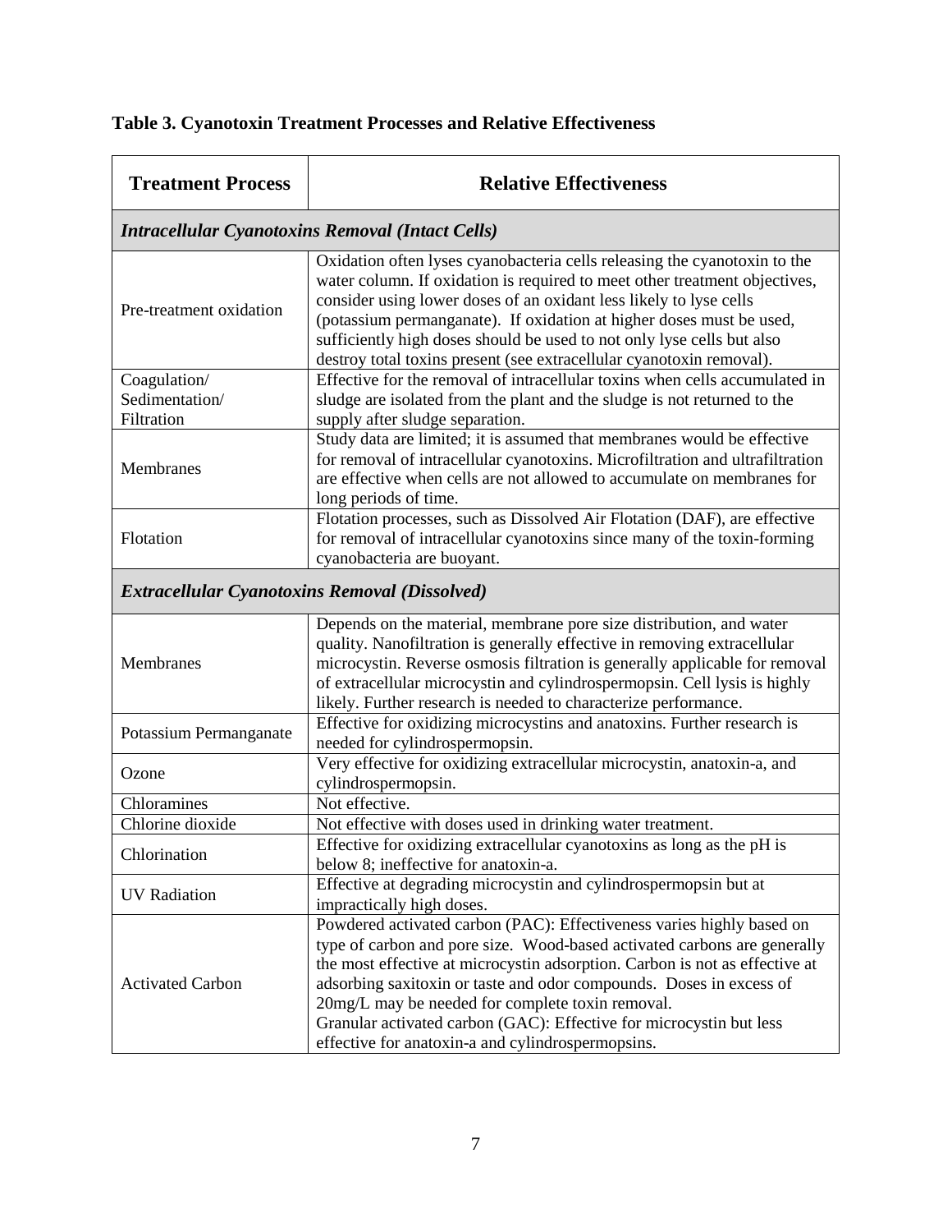**Table 3. Cyanotoxin Treatment Processes and Relative Effectiveness**

| Treatment Process | Relative Effectiveness |
|---|---|
| ***Intracellular Cyanotoxins Removal (Intact Cells)*** | |
| Pre-treatment oxidation | Oxidation often lyses cyanobacteria cells releasing the cyanotoxin to the water column. If oxidation is required to meet other treatment objectives, consider using lower doses of an oxidant less likely to lyse cells (potassium permanganate). If oxidation at higher doses must be used, sufficiently high doses should be used to not only lyse cells but also destroy total toxins present (see extracellular cyanotoxin removal). |
| Coagulation/ Sedimentation/ Filtration | Effective for the removal of intracellular toxins when cells accumulated in sludge are isolated from the plant and the sludge is not returned to the supply after sludge separation. |
| Membranes | Study data are limited; it is assumed that membranes would be effective for removal of intracellular cyanotoxins. Microfiltration and ultrafiltration are effective when cells are not allowed to accumulate on membranes for long periods of time. |
| Flotation | Flotation processes, such as Dissolved Air Flotation (DAF), are effective for removal of intracellular cyanotoxins since many of the toxin-forming cyanobacteria are buoyant. |
| ***Extracellular Cyanotoxins Removal (Dissolved)*** | |
| Membranes | Depends on the material, membrane pore size distribution, and water quality. Nanofiltration is generally effective in removing extracellular microcystin. Reverse osmosis filtration is generally applicable for removal of extracellular microcystin and cylindrospermopsin. Cell lysis is highly likely. Further research is needed to characterize performance. |
| Potassium Permanganate | Effective for oxidizing microcystins and anatoxins. Further research is needed for cylindrospermopsin. |
| Ozone | Very effective for oxidizing extracellular microcystin, anatoxin-a, and cylindrospermopsin. |
| Chloramines | Not effective. |
| Chlorine dioxide | Not effective with doses used in drinking water treatment. |
| Chlorination | Effective for oxidizing extracellular cyanotoxins as long as the pH is below 8; ineffective for anatoxin-a. |
| UV Radiation | Effective at degrading microcystin and cylindrospermopsin but at impractically high doses. |
| Activated Carbon | Powdered activated carbon (PAC): Effectiveness varies highly based on type of carbon and pore size. Wood-based activated carbons are generally the most effective at microcystin adsorption. Carbon is not as effective at adsorbing saxitoxin or taste and odor compounds. Doses in excess of 20mg/L may be needed for complete toxin removal. Granular activated carbon (GAC): Effective for microcystin but less effective for anatoxin-a and cylindrospermopsins. |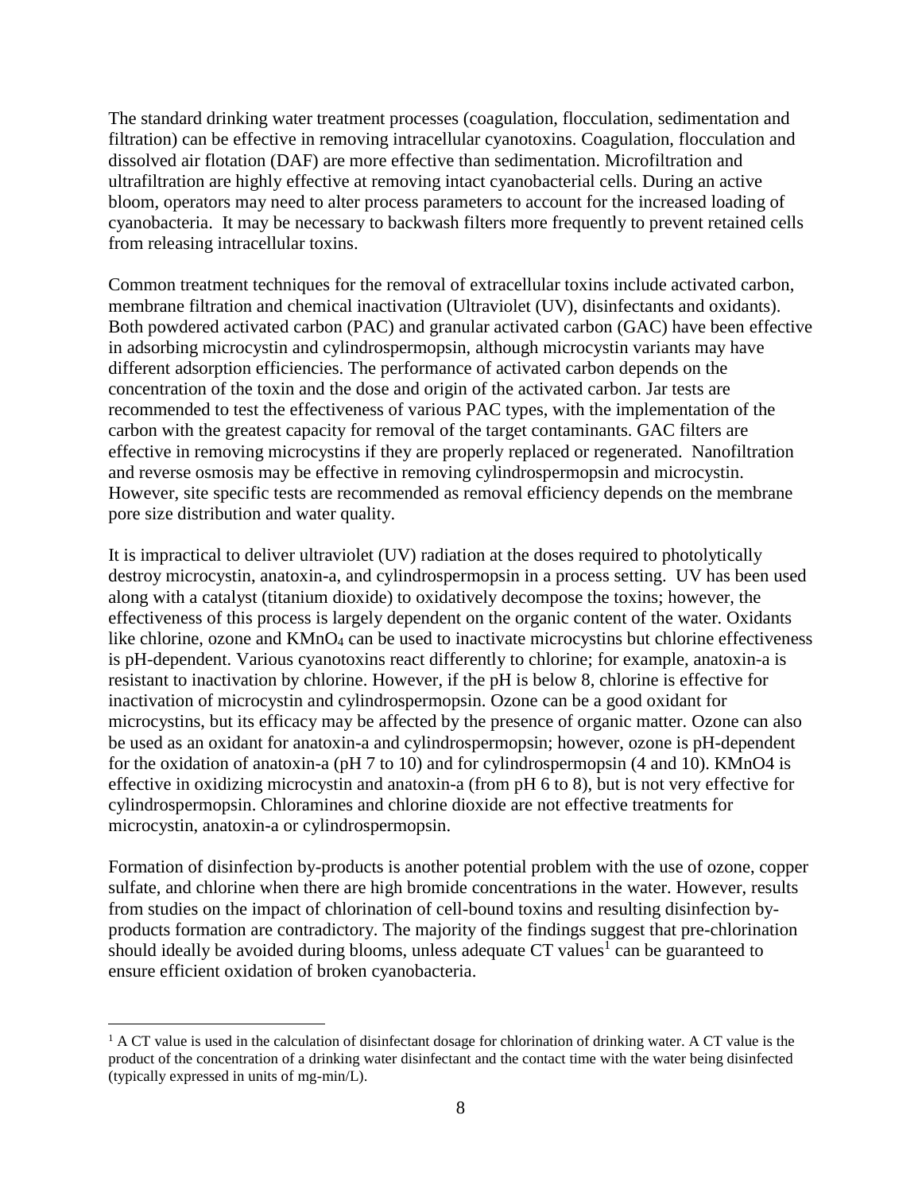The standard drinking water treatment processes (coagulation, flocculation, sedimentation and filtration) can be effective in removing intracellular cyanotoxins. Coagulation, flocculation and dissolved air flotation (DAF) are more effective than sedimentation. Microfiltration and ultrafiltration are highly effective at removing intact cyanobacterial cells. During an active bloom, operators may need to alter process parameters to account for the increased loading of cyanobacteria. It may be necessary to backwash filters more frequently to prevent retained cells from releasing intracellular toxins.

Common treatment techniques for the removal of extracellular toxins include activated carbon, membrane filtration and chemical inactivation (Ultraviolet (UV), disinfectants and oxidants). Both powdered activated carbon (PAC) and granular activated carbon (GAC) have been effective in adsorbing microcystin and cylindrospermopsin, although microcystin variants may have different adsorption efficiencies. The performance of activated carbon depends on the concentration of the toxin and the dose and origin of the activated carbon. Jar tests are recommended to test the effectiveness of various PAC types, with the implementation of the carbon with the greatest capacity for removal of the target contaminants. GAC filters are effective in removing microcystins if they are properly replaced or regenerated. Nanofiltration and reverse osmosis may be effective in removing cylindrospermopsin and microcystin. However, site specific tests are recommended as removal efficiency depends on the membrane pore size distribution and water quality.

It is impractical to deliver ultraviolet (UV) radiation at the doses required to photolytically destroy microcystin, anatoxin-a, and cylindrospermopsin in a process setting. UV has been used along with a catalyst (titanium dioxide) to oxidatively decompose the toxins; however, the effectiveness of this process is largely dependent on the organic content of the water. Oxidants like chlorine, ozone and $KMnO_4$ can be used to inactivate microcystins but chlorine effectiveness is pH-dependent. Various cyanotoxins react differently to chlorine; for example, anatoxin-a is resistant to inactivation by chlorine. However, if the pH is below 8, chlorine is effective for inactivation of microcystin and cylindrospermopsin. Ozone can be a good oxidant for microcystins, but its efficacy may be affected by the presence of organic matter. Ozone can also be used as an oxidant for anatoxin-a and cylindrospermopsin; however, ozone is pH-dependent for the oxidation of anatoxin-a (pH 7 to 10) and for cylindrospermopsin (4 and 10). KMnO4 is effective in oxidizing microcystin and anatoxin-a (from pH 6 to 8), but is not very effective for cylindrospermopsin. Chloramines and chlorine dioxide are not effective treatments for microcystin, anatoxin-a or cylindrospermopsin.

Formation of disinfection by-products is another potential problem with the use of ozone, copper sulfate, and chlorine when there are high bromide concentrations in the water. However, results from studies on the impact of chlorination of cell-bound toxins and resulting disinfection by-products formation are contradictory. The majority of the findings suggest that pre-chlorination should ideally be avoided during blooms, unless adequate CT values[1] can be guaranteed to ensure efficient oxidation of broken cyanobacteria.

---

[1] A CT value is used in the calculation of disinfectant dosage for chlorination of drinking water. A CT value is the product of the concentration of a drinking water disinfectant and the contact time with the water being disinfected (typically expressed in units of mg-min/L).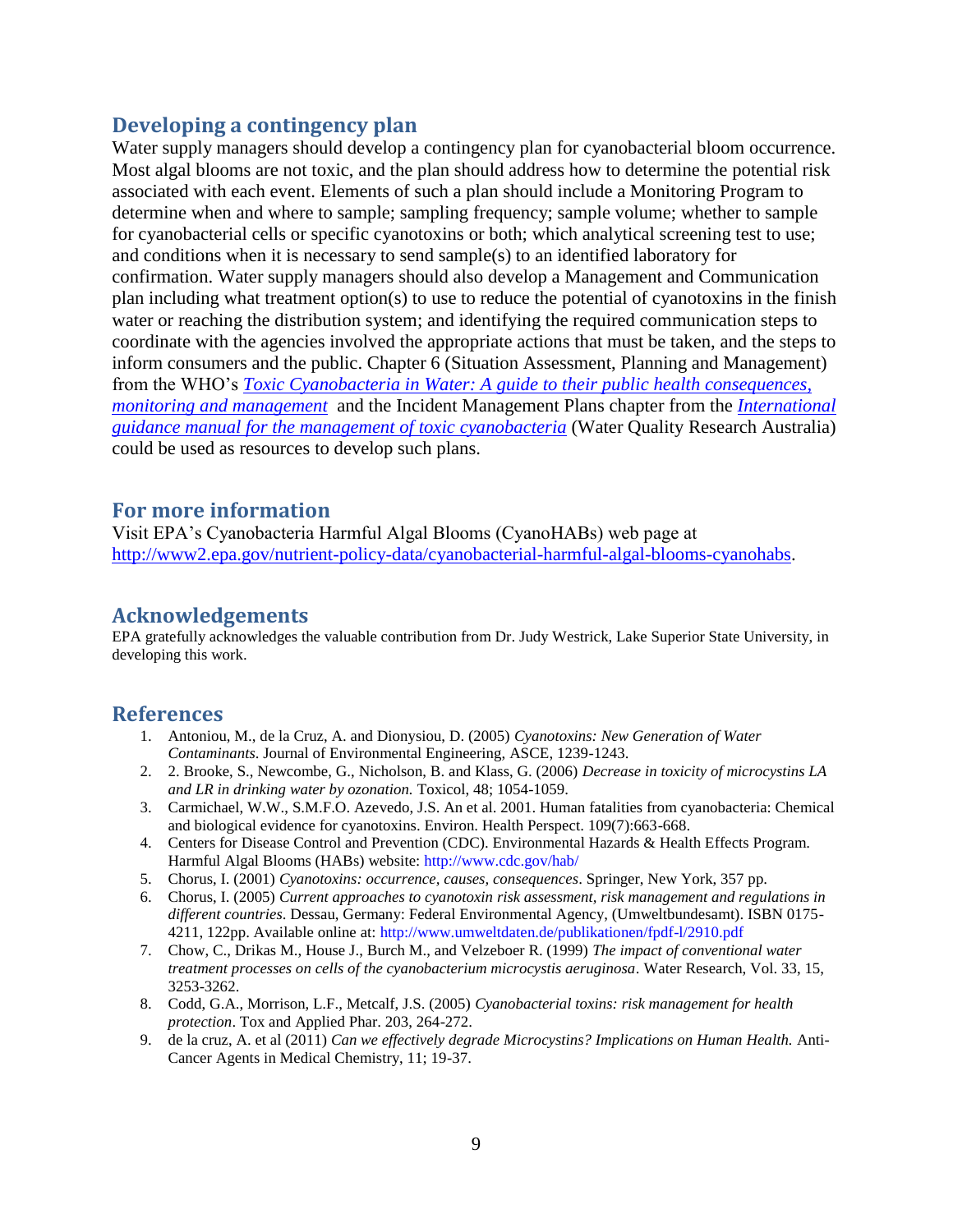## Developing a contingency plan

Water supply managers should develop a contingency plan for cyanobacterial bloom occurrence. Most algal blooms are not toxic, and the plan should address how to determine the potential risk associated with each event. Elements of such a plan should include a Monitoring Program to determine when and where to sample; sampling frequency; sample volume; whether to sample for cyanobacterial cells or specific cyanotoxins or both; which analytical screening test to use; and conditions when it is necessary to send sample(s) to an identified laboratory for confirmation. Water supply managers should also develop a Management and Communication plan including what treatment option(s) to use to reduce the potential of cyanotoxins in the finish water or reaching the distribution system; and identifying the required communication steps to coordinate with the agencies involved the appropriate actions that must be taken, and the steps to inform consumers and the public. Chapter 6 (Situation Assessment, Planning and Management) from the WHO's *Toxic Cyanobacteria in Water: A guide to their public health consequences, monitoring and management* and the Incident Management Plans chapter from the *International guidance manual for the management of toxic cyanobacteria* (Water Quality Research Australia) could be used as resources to develop such plans.

## For more information

Visit EPA's Cyanobacteria Harmful Algal Blooms (CyanoHABs) web page at http://www2.epa.gov/nutrient-policy-data/cyanobacterial-harmful-algal-blooms-cyanohabs.

## Acknowledgements

EPA gratefully acknowledges the valuable contribution from Dr. Judy Westrick, Lake Superior State University, in developing this work.

## References

1. Antoniou, M., de la Cruz, A. and Dionysiou, D. (2005) *Cyanotoxins: New Generation of Water Contaminants*. Journal of Environmental Engineering, ASCE, 1239-1243.
2. 2. Brooke, S., Newcombe, G., Nicholson, B. and Klass, G. (2006) *Decrease in toxicity of microcystins LA and LR in drinking water by ozonation.* Toxicol, 48; 1054-1059.
3. Carmichael, W.W., S.M.F.O. Azevedo, J.S. An et al. 2001. Human fatalities from cyanobacteria: Chemical and biological evidence for cyanotoxins. Environ. Health Perspect. 109(7):663-668.
4. Centers for Disease Control and Prevention (CDC). Environmental Hazards & Health Effects Program. Harmful Algal Blooms (HABs) website: http://www.cdc.gov/hab/
5. Chorus, I. (2001) *Cyanotoxins: occurrence, causes, consequences*. Springer, New York, 357 pp.
6. Chorus, I. (2005) *Current approaches to cyanotoxin risk assessment, risk management and regulations in different countries*. Dessau, Germany: Federal Environmental Agency, (Umweltbundesamt). ISBN 0175-4211, 122pp. Available online at: http://www.umweltdaten.de/publikationen/fpdf-l/2910.pdf
7. Chow, C., Drikas M., House J., Burch M., and Velzeboer R. (1999) *The impact of conventional water treatment processes on cells of the cyanobacterium microcystis aeruginosa*. Water Research, Vol. 33, 15, 3253-3262.
8. Codd, G.A., Morrison, L.F., Metcalf, J.S. (2005) *Cyanobacterial toxins: risk management for health protection*. Tox and Applied Phar. 203, 264-272.
9. de la cruz, A. et al (2011) *Can we effectively degrade Microcystins? Implications on Human Health.* Anti-Cancer Agents in Medical Chemistry, 11; 19-37.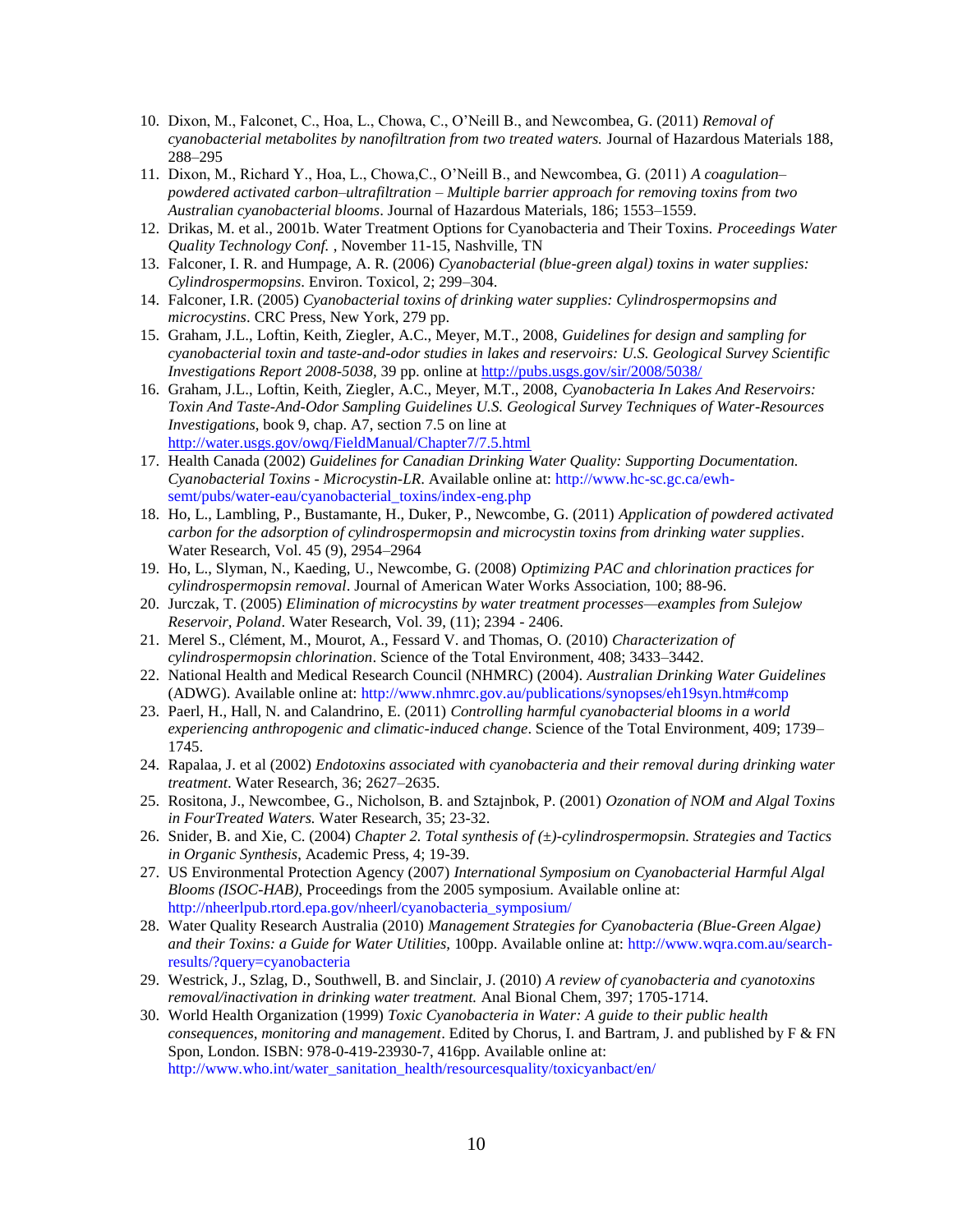10. Dixon, M., Falconet, C., Hoa, L., Chowa, C., O'Neill B., and Newcombea, G. (2011) *Removal of cyanobacterial metabolites by nanofiltration from two treated waters.* Journal of Hazardous Materials 188, 288–295
11. Dixon, M., Richard Y., Hoa, L., Chowa,C., O'Neill B., and Newcombea, G. (2011) *A coagulation–powdered activated carbon–ultrafiltration – Multiple barrier approach for removing toxins from two Australian cyanobacterial blooms*. Journal of Hazardous Materials, 186; 1553–1559.
12. Drikas, M. et al., 2001b. Water Treatment Options for Cyanobacteria and Their Toxins. *Proceedings Water Quality Technology Conf.* , November 11-15, Nashville, TN
13. Falconer, I. R. and Humpage, A. R. (2006) *Cyanobacterial (blue-green algal) toxins in water supplies: Cylindrospermopsins.* Environ. Toxicol, 2; 299–304.
14. Falconer, I.R. (2005) *Cyanobacterial toxins of drinking water supplies: Cylindrospermopsins and microcystins*. CRC Press, New York, 279 pp.
15. Graham, J.L., Loftin, Keith, Ziegler, A.C., Meyer, M.T., 2008, *Guidelines for design and sampling for cyanobacterial toxin and taste-and-odor studies in lakes and reservoirs: U.S. Geological Survey Scientific Investigations Report 2008-5038,* 39 pp. online at http://pubs.usgs.gov/sir/2008/5038/
16. Graham, J.L., Loftin, Keith, Ziegler, A.C., Meyer, M.T., 2008, *Cyanobacteria In Lakes And Reservoirs: Toxin And Taste-And-Odor Sampling Guidelines U.S. Geological Survey Techniques of Water-Resources Investigations*, book 9, chap. A7, section 7.5 on line at http://water.usgs.gov/owq/FieldManual/Chapter7/7.5.html
17. Health Canada (2002) *Guidelines for Canadian Drinking Water Quality: Supporting Documentation. Cyanobacterial Toxins - Microcystin-LR*. Available online at: http://www.hc-sc.gc.ca/ewh-semt/pubs/water-eau/cyanobacterial_toxins/index-eng.php
18. Ho, L., Lambling, P., Bustamante, H., Duker, P., Newcombe, G. (2011) *Application of powdered activated carbon for the adsorption of cylindrospermopsin and microcystin toxins from drinking water supplies*. Water Research, Vol. 45 (9), 2954–2964
19. Ho, L., Slyman, N., Kaeding, U., Newcombe, G. (2008) *Optimizing PAC and chlorination practices for cylindrospermopsin removal*. Journal of American Water Works Association, 100; 88-96.
20. Jurczak, T. (2005) *Elimination of microcystins by water treatment processes—examples from Sulejow Reservoir, Poland*. Water Research, Vol. 39, (11); 2394 - 2406.
21. Merel S., Clément, M., Mourot, A., Fessard V. and Thomas, O. (2010) *Characterization of cylindrospermopsin chlorination*. Science of the Total Environment, 408; 3433–3442.
22. National Health and Medical Research Council (NHMRC) (2004). *Australian Drinking Water Guidelines* (ADWG). Available online at: http://www.nhmrc.gov.au/publications/synopses/eh19syn.htm#comp
23. Paerl, H., Hall, N. and Calandrino, E. (2011) *Controlling harmful cyanobacterial blooms in a world experiencing anthropogenic and climatic-induced change*. Science of the Total Environment, 409; 1739–1745.
24. Rapalaa, J. et al (2002) *Endotoxins associated with cyanobacteria and their removal during drinking water treatment*. Water Research, 36; 2627–2635.
25. Rositona, J., Newcombee, G., Nicholson, B. and Sztajnbok, P. (2001) *Ozonation of NOM and Algal Toxins in FourTreated Waters.* Water Research, 35; 23-32.
26. Snider, B. and Xie, C. (2004) *Chapter 2. Total synthesis of (±)-cylindrospermopsin. Strategies and Tactics in Organic Synthesis*, Academic Press, 4; 19-39.
27. US Environmental Protection Agency (2007) *International Symposium on Cyanobacterial Harmful Algal Blooms (ISOC-HAB)*, Proceedings from the 2005 symposium. Available online at: http://nheerlpub.rtord.epa.gov/nheerl/cyanobacteria_symposium/
28. Water Quality Research Australia (2010) *Management Strategies for Cyanobacteria (Blue-Green Algae) and their Toxins: a Guide for Water Utilities,* 100pp. Available online at: http://www.wqra.com.au/search-results/?query=cyanobacteria
29. Westrick, J., Szlag, D., Southwell, B. and Sinclair, J. (2010) *A review of cyanobacteria and cyanotoxins removal/inactivation in drinking water treatment.* Anal Bional Chem, 397; 1705-1714.
30. World Health Organization (1999) *Toxic Cyanobacteria in Water: A guide to their public health consequences, monitoring and management*. Edited by Chorus, I. and Bartram, J. and published by F & FN Spon, London. ISBN: 978-0-419-23930-7, 416pp. Available online at: http://www.who.int/water_sanitation_health/resourcesquality/toxicyanbact/en/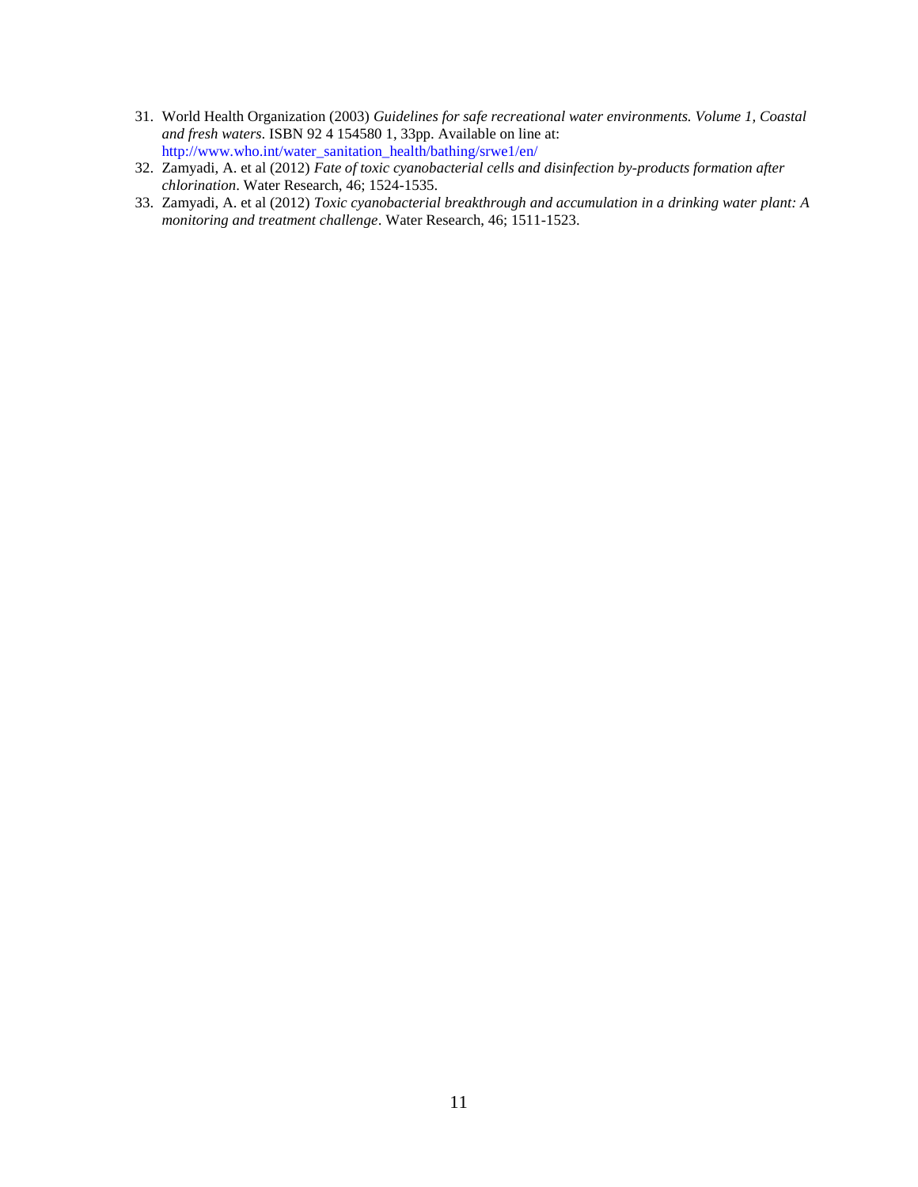31. World Health Organization (2003) *Guidelines for safe recreational water environments. Volume 1, Coastal and fresh waters*. ISBN 92 4 154580 1, 33pp. Available on line at: http://www.who.int/water_sanitation_health/bathing/srwe1/en/
32. Zamyadi, A. et al (2012) *Fate of toxic cyanobacterial cells and disinfection by-products formation after chlorination*. Water Research, 46; 1524-1535.
33. Zamyadi, A. et al (2012) *Toxic cyanobacterial breakthrough and accumulation in a drinking water plant: A monitoring and treatment challenge*. Water Research, 46; 1511-1523.